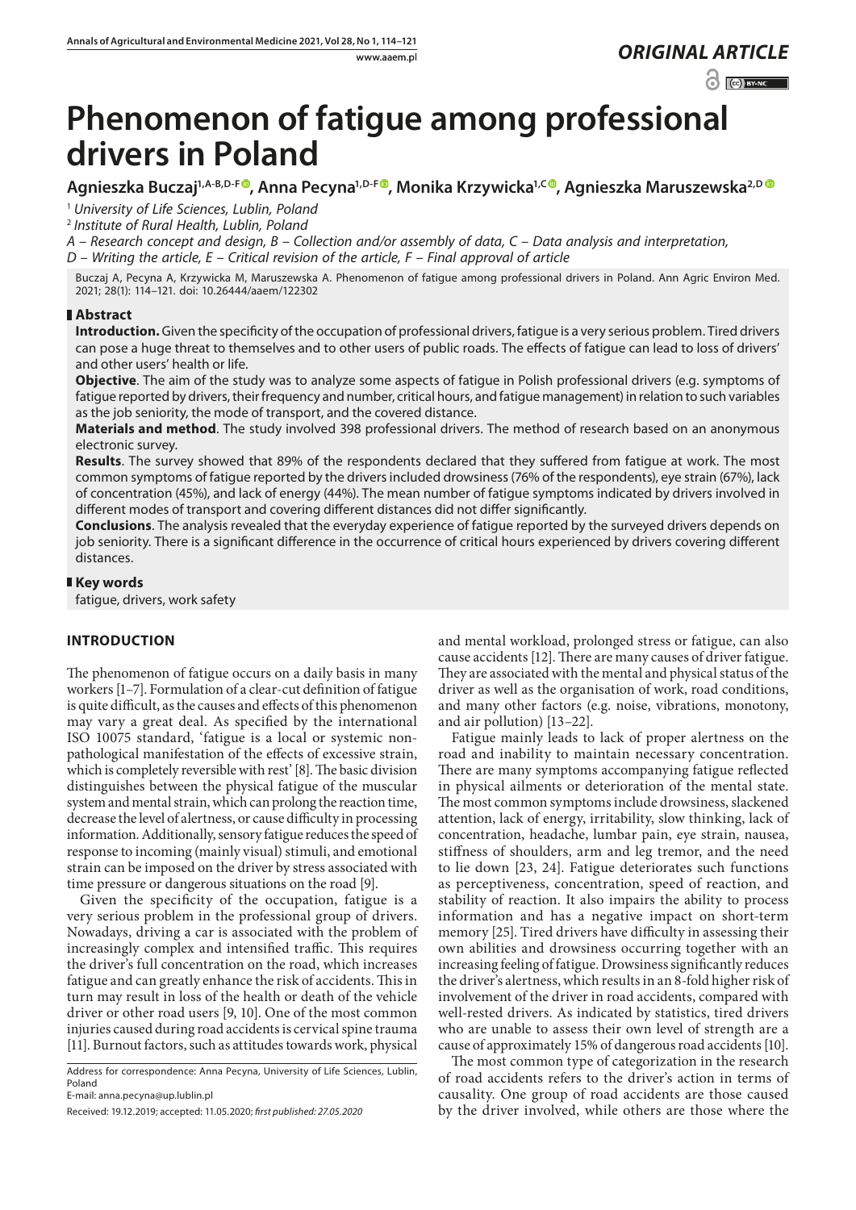*ORIGINAL ARTICLE*

# Phenomenon of fatigue among professional drivers in Poland

**Agnieszka Buczaj[1,A-B,D-F], Anna Pecyna[1,D-F], Monika Krzywicka[1,C], Agnieszka Maruszewska[2,D]**

[1] *University of Life Sciences, Lublin, Poland*

[2] *Institute of Rural Health, Lublin, Poland*

*A – Research concept and design, B – Collection and/or assembly of data, C – Data analysis and interpretation, D – Writing the article, E – Critical revision of the article, F – Final approval of article*

Buczaj A, Pecyna A, Krzywicka M, Maruszewska A. Phenomenon of fatigue among professional drivers in Poland. Ann Agric Environ Med. 2021; 28(1): 114–121. doi: 10.26444/aaem/122302

## Abstract

**Introduction.** Given the specificity of the occupation of professional drivers, fatigue is a very serious problem. Tired drivers can pose a huge threat to themselves and to other users of public roads. The effects of fatigue can lead to loss of drivers' and other users' health or life.

**Objective**. The aim of the study was to analyze some aspects of fatigue in Polish professional drivers (e.g. symptoms of fatigue reported by drivers, their frequency and number, critical hours, and fatigue management) in relation to such variables as the job seniority, the mode of transport, and the covered distance.

**Materials and method**. The study involved 398 professional drivers. The method of research based on an anonymous electronic survey.

**Results**. The survey showed that 89% of the respondents declared that they suffered from fatigue at work. The most common symptoms of fatigue reported by the drivers included drowsiness (76% of the respondents), eye strain (67%), lack of concentration (45%), and lack of energy (44%). The mean number of fatigue symptoms indicated by drivers involved in different modes of transport and covering different distances did not differ significantly.

**Conclusions**. The analysis revealed that the everyday experience of fatigue reported by the surveyed drivers depends on job seniority. There is a significant difference in the occurrence of critical hours experienced by drivers covering different distances.

## Key words

fatigue, drivers, work safety

## INTRODUCTION

The phenomenon of fatigue occurs on a daily basis in many workers [1–7]. Formulation of a clear-cut definition of fatigue is quite difficult, as the causes and effects of this phenomenon may vary a great deal. As specified by the international ISO 10075 standard, 'fatigue is a local or systemic non-pathological manifestation of the effects of excessive strain, which is completely reversible with rest' [8]. The basic division distinguishes between the physical fatigue of the muscular system and mental strain, which can prolong the reaction time, decrease the level of alertness, or cause difficulty in processing information. Additionally, sensory fatigue reduces the speed of response to incoming (mainly visual) stimuli, and emotional strain can be imposed on the driver by stress associated with time pressure or dangerous situations on the road [9].

Given the specificity of the occupation, fatigue is a very serious problem in the professional group of drivers. Nowadays, driving a car is associated with the problem of increasingly complex and intensified traffic. This requires the driver's full concentration on the road, which increases fatigue and can greatly enhance the risk of accidents. This in turn may result in loss of the health or death of the vehicle driver or other road users [9, 10]. One of the most common injuries caused during road accidents is cervical spine trauma [11]. Burnout factors, such as attitudes towards work, physical and mental workload, prolonged stress or fatigue, can also cause accidents [12]. There are many causes of driver fatigue. They are associated with the mental and physical status of the driver as well as the organisation of work, road conditions, and many other factors (e.g. noise, vibrations, monotony, and air pollution) [13–22].

Fatigue mainly leads to lack of proper alertness on the road and inability to maintain necessary concentration. There are many symptoms accompanying fatigue reflected in physical ailments or deterioration of the mental state. The most common symptoms include drowsiness, slackened attention, lack of energy, irritability, slow thinking, lack of concentration, headache, lumbar pain, eye strain, nausea, stiffness of shoulders, arm and leg tremor, and the need to lie down [23, 24]. Fatigue deteriorates such functions as perceptiveness, concentration, speed of reaction, and stability of reaction. It also impairs the ability to process information and has a negative impact on short-term memory [25]. Tired drivers have difficulty in assessing their own abilities and drowsiness occurring together with an increasing feeling of fatigue. Drowsiness significantly reduces the driver's alertness, which results in an 8-fold higher risk of involvement of the driver in road accidents, compared with well-rested drivers. As indicated by statistics, tired drivers who are unable to assess their own level of strength are a cause of approximately 15% of dangerous road accidents [10].

The most common type of categorization in the research of road accidents refers to the driver's action in terms of causality. One group of road accidents are those caused by the driver involved, while others are those where the

Address for correspondence: Anna Pecyna, University of Life Sciences, Lublin, Poland
E-mail: anna.pecyna@up.lublin.pl

Received: 19.12.2019; accepted: 11.05.2020; *first published: 27.05.2020*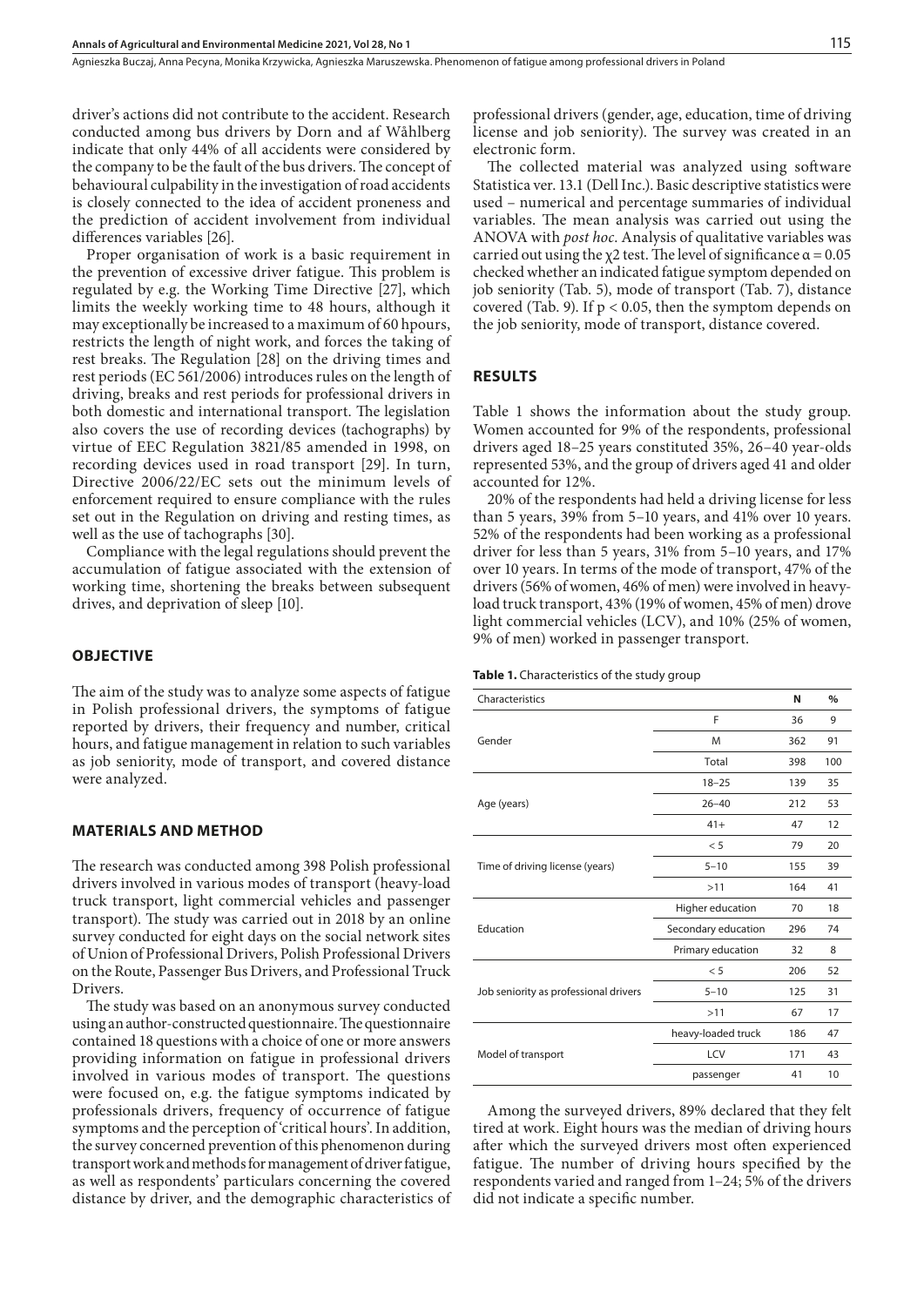driver's actions did not contribute to the accident. Research conducted among bus drivers by Dorn and af Wåhlberg indicate that only 44% of all accidents were considered by the company to be the fault of the bus drivers. The concept of behavioural culpability in the investigation of road accidents is closely connected to the idea of accident proneness and the prediction of accident involvement from individual differences variables [26].

Proper organisation of work is a basic requirement in the prevention of excessive driver fatigue. This problem is regulated by e.g. the Working Time Directive [27], which limits the weekly working time to 48 hours, although it may exceptionally be increased to a maximum of 60 hpours, restricts the length of night work, and forces the taking of rest breaks. The Regulation [28] on the driving times and rest periods (EC 561/2006) introduces rules on the length of driving, breaks and rest periods for professional drivers in both domestic and international transport. The legislation also covers the use of recording devices (tachographs) by virtue of EEC Regulation 3821/85 amended in 1998, on recording devices used in road transport [29]. In turn, Directive 2006/22/EC sets out the minimum levels of enforcement required to ensure compliance with the rules set out in the Regulation on driving and resting times, as well as the use of tachographs [30].

Compliance with the legal regulations should prevent the accumulation of fatigue associated with the extension of working time, shortening the breaks between subsequent drives, and deprivation of sleep [10].

## OBJECTIVE

The aim of the study was to analyze some aspects of fatigue in Polish professional drivers, the symptoms of fatigue reported by drivers, their frequency and number, critical hours, and fatigue management in relation to such variables as job seniority, mode of transport, and covered distance were analyzed.

## MATERIALS AND METHOD

The research was conducted among 398 Polish professional drivers involved in various modes of transport (heavy-load truck transport, light commercial vehicles and passenger transport). The study was carried out in 2018 by an online survey conducted for eight days on the social network sites of Union of Professional Drivers, Polish Professional Drivers on the Route, Passenger Bus Drivers, and Professional Truck Drivers.

The study was based on an anonymous survey conducted using an author-constructed questionnaire. The questionnaire contained 18 questions with a choice of one or more answers providing information on fatigue in professional drivers involved in various modes of transport. The questions were focused on, e.g. the fatigue symptoms indicated by professionals drivers, frequency of occurrence of fatigue symptoms and the perception of 'critical hours'. In addition, the survey concerned prevention of this phenomenon during transport work and methods for management of driver fatigue, as well as respondents' particulars concerning the covered distance by driver, and the demographic characteristics of professional drivers (gender, age, education, time of driving license and job seniority). The survey was created in an electronic form.

The collected material was analyzed using software Statistica ver. 13.1 (Dell Inc.). Basic descriptive statistics were used – numerical and percentage summaries of individual variables. The mean analysis was carried out using the ANOVA with *post hoc*. Analysis of qualitative variables was carried out using the $\chi 2$ test. The level of significance $\alpha = 0.05$ checked whether an indicated fatigue symptom depended on job seniority (Tab. 5), mode of transport (Tab. 7), distance covered (Tab. 9). If $p < 0.05$, then the symptom depends on the job seniority, mode of transport, distance covered.

## RESULTS

Table 1 shows the information about the study group. Women accounted for 9% of the respondents, professional drivers aged 18–25 years constituted 35%, 26–40 year-olds represented 53%, and the group of drivers aged 41 and older accounted for 12%.

20% of the respondents had held a driving license for less than 5 years, 39% from 5–10 years, and 41% over 10 years. 52% of the respondents had been working as a professional driver for less than 5 years, 31% from 5–10 years, and 17% over 10 years. In terms of the mode of transport, 47% of the drivers (56% of women, 46% of men) were involved in heavy-load truck transport, 43% (19% of women, 45% of men) drove light commercial vehicles (LCV), and 10% (25% of women, 9% of men) worked in passenger transport.

**Table 1.** Characteristics of the study group

| Characteristics | | N | % |
|---|---|---|---|
| Gender | F | 36 | 9 |
| | M | 362 | 91 |
| | Total | 398 | 100 |
| Age (years) | 18–25 | 139 | 35 |
| | 26–40 | 212 | 53 |
| | 41+ | 47 | 12 |
| Time of driving license (years) | < 5 | 79 | 20 |
| | 5–10 | 155 | 39 |
| | >11 | 164 | 41 |
| Education | Higher education | 70 | 18 |
| | Secondary education | 296 | 74 |
| | Primary education | 32 | 8 |
| Job seniority as professional drivers | < 5 | 206 | 52 |
| | 5–10 | 125 | 31 |
| | >11 | 67 | 17 |
| Model of transport | heavy-loaded truck | 186 | 47 |
| | LCV | 171 | 43 |
| | passenger | 41 | 10 |

Among the surveyed drivers, 89% declared that they felt tired at work. Eight hours was the median of driving hours after which the surveyed drivers most often experienced fatigue. The number of driving hours specified by the respondents varied and ranged from 1–24; 5% of the drivers did not indicate a specific number.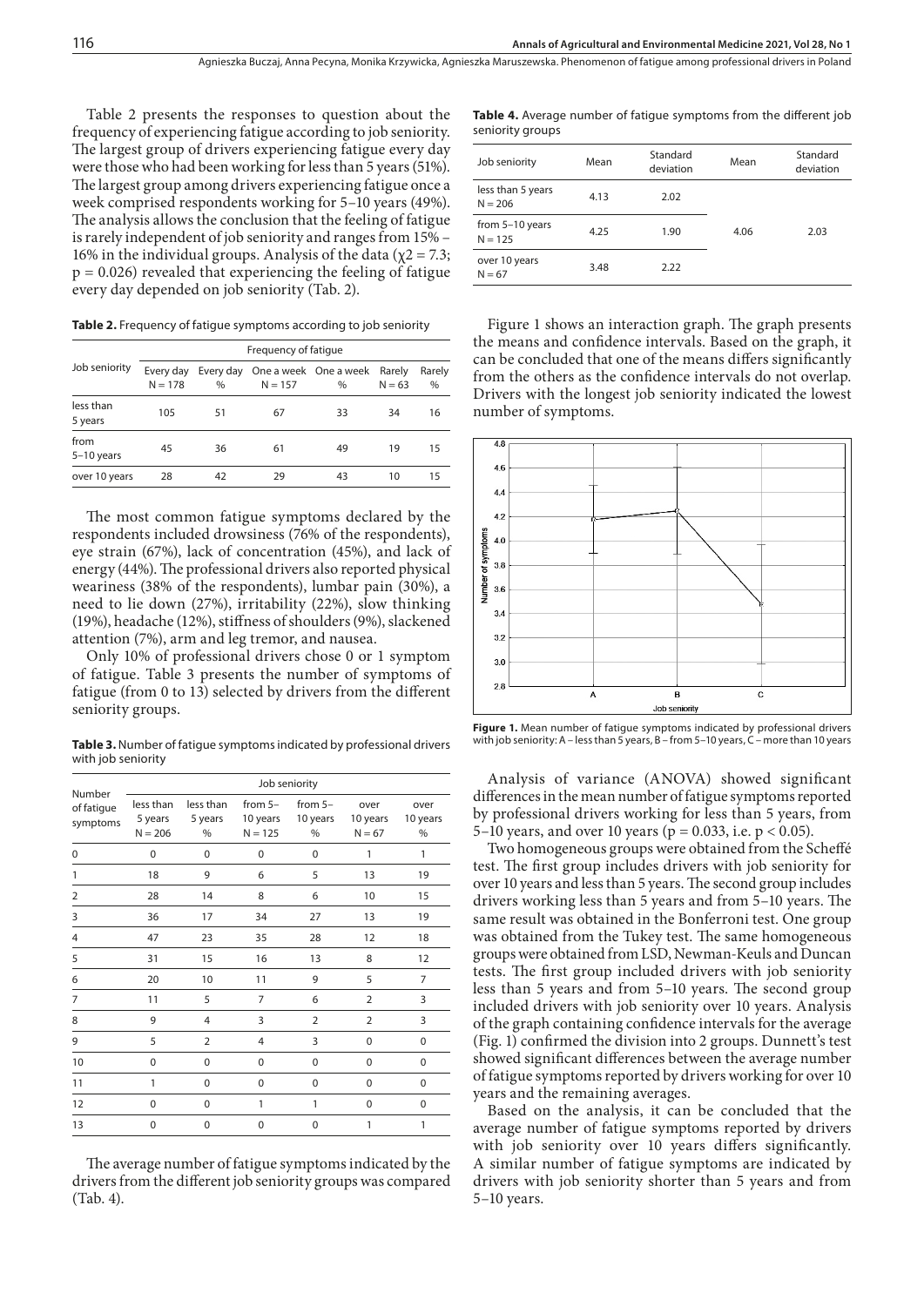Table 2 presents the responses to question about the frequency of experiencing fatigue according to job seniority. The largest group of drivers experiencing fatigue every day were those who had been working for less than 5 years (51%). The largest group among drivers experiencing fatigue once a week comprised respondents working for 5–10 years (49%). The analysis allows the conclusion that the feeling of fatigue is rarely independent of job seniority and ranges from 15% – 16% in the individual groups. Analysis of the data ($\chi2 = 7.3$; $p = 0.026$) revealed that experiencing the feeling of fatigue every day depended on job seniority (Tab. 2).

**Table 2.** Frequency of fatigue symptoms according to job seniority

| Job seniority | Frequency of fatigue | | | | | |
|---|---|---|---|---|---|---|
| | Every day N = 178 | Every day % | One a week N = 157 | One a week % | Rarely N = 63 | Rarely % |
| less than 5 years | 105 | 51 | 67 | 33 | 34 | 16 |
| from 5–10 years | 45 | 36 | 61 | 49 | 19 | 15 |
| over 10 years | 28 | 42 | 29 | 43 | 10 | 15 |

The most common fatigue symptoms declared by the respondents included drowsiness (76% of the respondents), eye strain (67%), lack of concentration (45%), and lack of energy (44%). The professional drivers also reported physical weariness (38% of the respondents), lumbar pain (30%), a need to lie down (27%), irritability (22%), slow thinking (19%), headache (12%), stiffness of shoulders (9%), slackened attention (7%), arm and leg tremor, and nausea.

Only 10% of professional drivers chose 0 or 1 symptom of fatigue. Table 3 presents the number of symptoms of fatigue (from 0 to 13) selected by drivers from the different seniority groups.

**Table 3.** Number of fatigue symptoms indicated by professional drivers with job seniority

| Number of fatigue symptoms | Job seniority | | | | | |
|---|---|---|---|---|---|---|
| | less than 5 years N = 206 | less than 5 years % | from 5–10 years N = 125 | from 5–10 years % | over 10 years N = 67 | over 10 years % |
| 0 | 0 | 0 | 0 | 0 | 1 | 1 |
| 1 | 18 | 9 | 6 | 5 | 13 | 19 |
| 2 | 28 | 14 | 8 | 6 | 10 | 15 |
| 3 | 36 | 17 | 34 | 27 | 13 | 19 |
| 4 | 47 | 23 | 35 | 28 | 12 | 18 |
| 5 | 31 | 15 | 16 | 13 | 8 | 12 |
| 6 | 20 | 10 | 11 | 9 | 5 | 7 |
| 7 | 11 | 5 | 7 | 6 | 2 | 3 |
| 8 | 9 | 4 | 3 | 2 | 2 | 3 |
| 9 | 5 | 2 | 4 | 3 | 0 | 0 |
| 10 | 0 | 0 | 0 | 0 | 0 | 0 |
| 11 | 1 | 0 | 0 | 0 | 0 | 0 |
| 12 | 0 | 0 | 1 | 1 | 0 | 0 |
| 13 | 0 | 0 | 0 | 0 | 1 | 1 |

The average number of fatigue symptoms indicated by the drivers from the different job seniority groups was compared (Tab. 4).

**Table 4.** Average number of fatigue symptoms from the different job seniority groups

| Job seniority | Mean | Standard deviation | Mean | Standard deviation |
|---|---|---|---|---|
| less than 5 years N = 206 | 4.13 | 2.02 | 4.06 | 2.03 |
| from 5–10 years N = 125 | 4.25 | 1.90 | | |
| over 10 years N = 67 | 3.48 | 2.22 | | |

Figure 1 shows an interaction graph. The graph presents the means and confidence intervals. Based on the graph, it can be concluded that one of the means differs significantly from the others as the confidence intervals do not overlap. Drivers with the longest job seniority indicated the lowest number of symptoms.

**Figure 1.** Mean number of fatigue symptoms indicated by professional drivers with job seniority: A – less than 5 years, B – from 5–10 years, C – more than 10 years

Analysis of variance (ANOVA) showed significant differences in the mean number of fatigue symptoms reported by professional drivers working for less than 5 years, from 5–10 years, and over 10 years ($p = 0.033$, i.e. $p < 0.05$).

Two homogeneous groups were obtained from the Scheffé test. The first group includes drivers with job seniority for over 10 years and less than 5 years. The second group includes drivers working less than 5 years and from 5–10 years. The same result was obtained in the Bonferroni test. One group was obtained from the Tukey test. The same homogeneous groups were obtained from LSD, Newman-Keuls and Duncan tests. The first group included drivers with job seniority less than 5 years and from 5–10 years. The second group included drivers with job seniority over 10 years. Analysis of the graph containing confidence intervals for the average (Fig. 1) confirmed the division into 2 groups. Dunnett's test showed significant differences between the average number of fatigue symptoms reported by drivers working for over 10 years and the remaining averages.

Based on the analysis, it can be concluded that the average number of fatigue symptoms reported by drivers with job seniority over 10 years differs significantly. A similar number of fatigue symptoms are indicated by drivers with job seniority shorter than 5 years and from 5–10 years.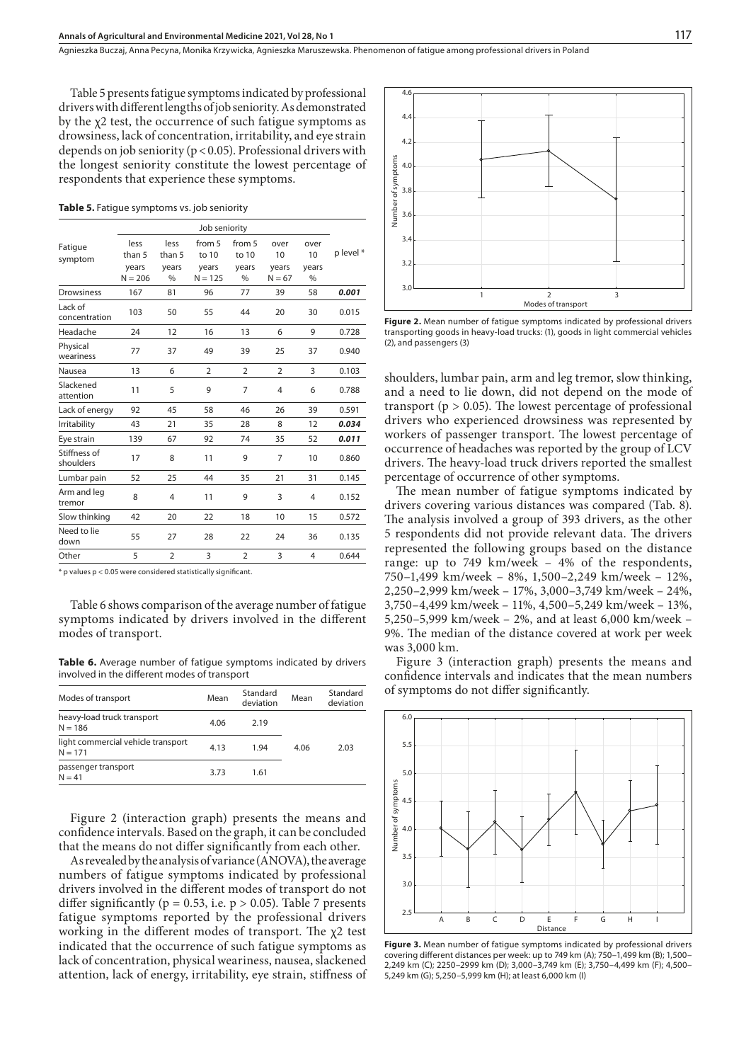Table 5 presents fatigue symptoms indicated by professional drivers with different lengths of job seniority. As demonstrated by the $\chi2$ test, the occurrence of such fatigue symptoms as drowsiness, lack of concentration, irritability, and eye strain depends on job seniority ($p < 0.05$). Professional drivers with the longest seniority constitute the lowest percentage of respondents that experience these symptoms.

**Table 5.** Fatigue symptoms vs. job seniority

| Fatigue symptom | Job seniority | | | | | | p level * |
|---|---|---|---|---|---|---|---|
| | less than 5 years N = 206 | less than 5 years % | from 5 to 10 years N = 125 | from 5 to 10 years % | over 10 years N = 67 | over 10 years % | |
| Drowsiness | 167 | 81 | 96 | 77 | 39 | 58 | ***0.001*** |
| Lack of concentration | 103 | 50 | 55 | 44 | 20 | 30 | 0.015 |
| Headache | 24 | 12 | 16 | 13 | 6 | 9 | 0.728 |
| Physical weariness | 77 | 37 | 49 | 39 | 25 | 37 | 0.940 |
| Nausea | 13 | 6 | 2 | 2 | 2 | 3 | 0.103 |
| Slackened attention | 11 | 5 | 9 | 7 | 4 | 6 | 0.788 |
| Lack of energy | 92 | 45 | 58 | 46 | 26 | 39 | 0.591 |
| Irritability | 43 | 21 | 35 | 28 | 8 | 12 | ***0.034*** |
| Eye strain | 139 | 67 | 92 | 74 | 35 | 52 | ***0.011*** |
| Stiffness of shoulders | 17 | 8 | 11 | 9 | 7 | 10 | 0.860 |
| Lumbar pain | 52 | 25 | 44 | 35 | 21 | 31 | 0.145 |
| Arm and leg tremor | 8 | 4 | 11 | 9 | 3 | 4 | 0.152 |
| Slow thinking | 42 | 20 | 22 | 18 | 10 | 15 | 0.572 |
| Need to lie down | 55 | 27 | 28 | 22 | 24 | 36 | 0.135 |
| Other | 5 | 2 | 3 | 2 | 3 | 4 | 0.644 |

\* p values $p < 0.05$ were considered statistically significant.

Table 6 shows comparison of the average number of fatigue symptoms indicated by drivers involved in the different modes of transport.

**Table 6.** Average number of fatigue symptoms indicated by drivers involved in the different modes of transport

| Modes of transport | Mean | Standard deviation | Mean | Standard deviation |
|---|---|---|---|---|
| heavy-load truck transport N = 186 | 4.06 | 2.19 | 4.06 | 2.03 |
| light commercial vehicle transport N = 171 | 4.13 | 1.94 | | |
| passenger transport N = 41 | 3.73 | 1.61 | | |

Figure 2 (interaction graph) presents the means and confidence intervals. Based on the graph, it can be concluded that the means do not differ significantly from each other.

As revealed by the analysis of variance (ANOVA), the average numbers of fatigue symptoms indicated by professional drivers involved in the different modes of transport do not differ significantly ($p = 0.53$, i.e. $p > 0.05$). Table 7 presents fatigue symptoms reported by the professional drivers working in the different modes of transport. The $\chi2$ test indicated that the occurrence of such fatigue symptoms as lack of concentration, physical weariness, nausea, slackened attention, lack of energy, irritability, eye strain, stiffness of shoulders, lumbar pain, arm and leg tremor, slow thinking, and a need to lie down, did not depend on the mode of transport ($p > 0.05$). The lowest percentage of professional drivers who experienced drowsiness was represented by workers of passenger transport. The lowest percentage of occurrence of headaches was reported by the group of LCV drivers. The heavy-load truck drivers reported the smallest percentage of occurrence of other symptoms.

**Figure 2.** Mean number of fatigue symptoms indicated by professional drivers transporting goods in heavy-load trucks: (1), goods in light commercial vehicles (2), and passengers (3)

The mean number of fatigue symptoms indicated by drivers covering various distances was compared (Tab. 8). The analysis involved a group of 393 drivers, as the other 5 respondents did not provide relevant data. The drivers represented the following groups based on the distance range: up to 749 km/week – 4% of the respondents, 750–1,499 km/week – 8%, 1,500–2,249 km/week – 12%, 2,250–2,999 km/week – 17%, 3,000–3,749 km/week – 24%, 3,750–4,499 km/week – 11%, 4,500–5,249 km/week – 13%, 5,250–5,999 km/week – 2%, and at least 6,000 km/week – 9%. The median of the distance covered at work per week was 3,000 km.

Figure 3 (interaction graph) presents the means and confidence intervals and indicates that the mean numbers of symptoms do not differ significantly.

**Figure 3.** Mean number of fatigue symptoms indicated by professional drivers covering different distances per week: up to 749 km (A); 750–1,499 km (B); 1,500–2,249 km (C); 2250–2999 km (D); 3,000–3,749 km (E); 3,750–4,499 km (F); 4,500–5,249 km (G); 5,250–5,999 km (H); at least 6,000 km (I)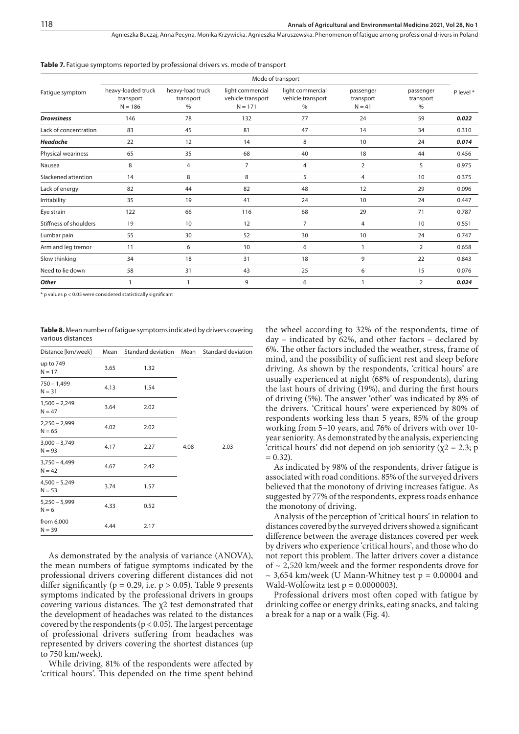**Table 7.** Fatigue symptoms reported by professional drivers vs. mode of transport

| Fatigue symptom | Mode of transport | | | | | | P level * |
|---|---|---|---|---|---|---|---|
| | heavy-loaded truck transport N = 186 | heavy-load truck transport % | light commercial vehicle transport N = 171 | light commercial vehicle transport % | passenger transport N = 41 | passenger transport % | |
| ***Drowsiness*** | 146 | 78 | 132 | 77 | 24 | 59 | ***0.022*** |
| Lack of concentration | 83 | 45 | 81 | 47 | 14 | 34 | 0.310 |
| ***Headache*** | 22 | 12 | 14 | 8 | 10 | 24 | ***0.014*** |
| Physical weariness | 65 | 35 | 68 | 40 | 18 | 44 | 0.456 |
| Nausea | 8 | 4 | 7 | 4 | 2 | 5 | 0.975 |
| Slackened attention | 14 | 8 | 8 | 5 | 4 | 10 | 0.375 |
| Lack of energy | 82 | 44 | 82 | 48 | 12 | 29 | 0.096 |
| Irritability | 35 | 19 | 41 | 24 | 10 | 24 | 0.447 |
| Eye strain | 122 | 66 | 116 | 68 | 29 | 71 | 0.787 |
| Stiffness of shoulders | 19 | 10 | 12 | 7 | 4 | 10 | 0.551 |
| Lumbar pain | 55 | 30 | 52 | 30 | 10 | 24 | 0.747 |
| Arm and leg tremor | 11 | 6 | 10 | 6 | 1 | 2 | 0.658 |
| Slow thinking | 34 | 18 | 31 | 18 | 9 | 22 | 0.843 |
| Need to lie down | 58 | 31 | 43 | 25 | 6 | 15 | 0.076 |
| ***Other*** | 1 | 1 | 9 | 6 | 1 | 2 | ***0.024*** |

\* p values p < 0.05 were considered statistically significant

**Table 8.** Mean number of fatigue symptoms indicated by drivers covering various distances

| Distance [km/week] | Mean | Standard deviation | Mean | Standard deviation |
|---|---|---|---|---|
| up to 749 N = 17 | 3.65 | 1.32 | | |
| 750 – 1,499 N = 31 | 4.13 | 1.54 | | |
| 1,500 – 2,249 N = 47 | 3.64 | 2.02 | | |
| 2,250 – 2,999 N = 65 | 4.02 | 2.02 | | |
| 3,000 – 3,749 N = 93 | 4.17 | 2.27 | 4.08 | 2.03 |
| 3,750 – 4,499 N = 42 | 4.67 | 2.42 | | |
| 4,500 – 5,249 N = 53 | 3.74 | 1.57 | | |
| 5,250 – 5,999 N = 6 | 4.33 | 0.52 | | |
| from 6,000 N = 39 | 4.44 | 2.17 | | |

As demonstrated by the analysis of variance (ANOVA), the mean numbers of fatigue symptoms indicated by the professional drivers covering different distances did not differ significantly ($p = 0.29$, i.e. $p > 0.05$). Table 9 presents symptoms indicated by the professional drivers in groups covering various distances. The $\chi2$ test demonstrated that the development of headaches was related to the distances covered by the respondents ($p < 0.05$). The largest percentage of professional drivers suffering from headaches was represented by drivers covering the shortest distances (up to 750 km/week).

While driving, 81% of the respondents were affected by 'critical hours'. This depended on the time spent behind the wheel according to 32% of the respondents, time of day – indicated by 62%, and other factors – declared by 6%. The other factors included the weather, stress, frame of mind, and the possibility of sufficient rest and sleep before driving. As shown by the respondents, 'critical hours' are usually experienced at night (68% of respondents), during the last hours of driving (19%), and during the first hours of driving (5%). The answer 'other' was indicated by 8% of the drivers. 'Critical hours' were experienced by 80% of respondents working less than 5 years, 85% of the group working from 5–10 years, and 76% of drivers with over 10-year seniority. As demonstrated by the analysis, experiencing 'critical hours' did not depend on job seniority ($\chi2 = 2.3$; $p = 0.32$).

As indicated by 98% of the respondents, driver fatigue is associated with road conditions. 85% of the surveyed drivers believed that the monotony of driving increases fatigue. As suggested by 77% of the respondents, express roads enhance the monotony of driving.

Analysis of the perception of 'critical hours' in relation to distances covered by the surveyed drivers showed a significant difference between the average distances covered per week by drivers who experience 'critical hours', and those who do not report this problem. The latter drivers cover a distance of ~ 2,520 km/week and the former respondents drove for ~ 3,654 km/week (U Mann-Whitney test $p = 0.00004$ and Wald-Wolfowitz test $p = 0.0000003$).

Professional drivers most often coped with fatigue by drinking coffee or energy drinks, eating snacks, and taking a break for a nap or a walk (Fig. 4).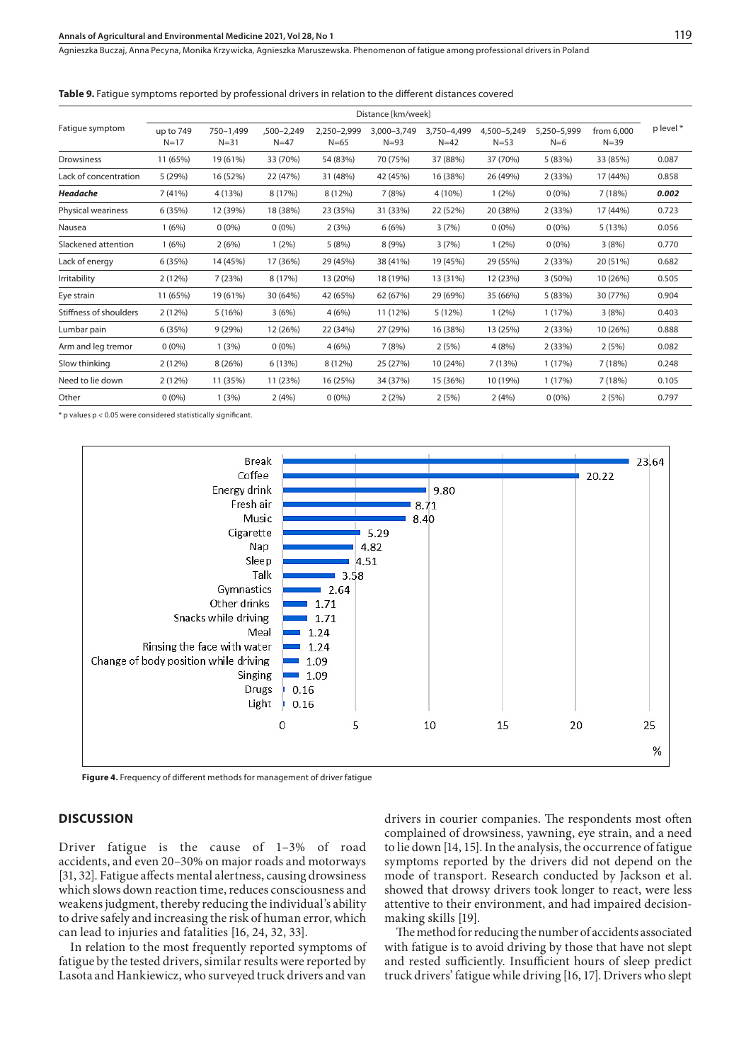**Table 9.** Fatigue symptoms reported by professional drivers in relation to the different distances covered

| Fatigue symptom | Distance [km/week] | | | | | | | | | p level * |
|---|---|---|---|---|---|---|---|---|---|---|
| | up to 749 N=17 | 750–1,499 N=31 | ,500–2,249 N=47 | 2,250–2,999 N=65 | 3,000–3,749 N=93 | 3,750–4,499 N=42 | 4,500–5,249 N=53 | 5,250–5,999 N=6 | from 6,000 N=39 | |
| Drowsiness | 11 (65%) | 19 (61%) | 33 (70%) | 54 (83%) | 70 (75%) | 37 (88%) | 37 (70%) | 5 (83%) | 33 (85%) | 0.087 |
| Lack of concentration | 5 (29%) | 16 (52%) | 22 (47%) | 31 (48%) | 42 (45%) | 16 (38%) | 26 (49%) | 2 (33%) | 17 (44%) | 0.858 |
| ***Headache*** | 7 (41%) | 4 (13%) | 8 (17%) | 8 (12%) | 7 (8%) | 4 (10%) | 1 (2%) | 0 (0%) | 7 (18%) | ***0.002*** |
| Physical weariness | 6 (35%) | 12 (39%) | 18 (38%) | 23 (35%) | 31 (33%) | 22 (52%) | 20 (38%) | 2 (33%) | 17 (44%) | 0.723 |
| Nausea | 1 (6%) | 0 (0%) | 0 (0%) | 2 (3%) | 6 (6%) | 3 (7%) | 0 (0%) | 0 (0%) | 5 (13%) | 0.056 |
| Slackened attention | 1 (6%) | 2 (6%) | 1 (2%) | 5 (8%) | 8 (9%) | 3 (7%) | 1 (2%) | 0 (0%) | 3 (8%) | 0.770 |
| Lack of energy | 6 (35%) | 14 (45%) | 17 (36%) | 29 (45%) | 38 (41%) | 19 (45%) | 29 (55%) | 2 (33%) | 20 (51%) | 0.682 |
| Irritability | 2 (12%) | 7 (23%) | 8 (17%) | 13 (20%) | 18 (19%) | 13 (31%) | 12 (23%) | 3 (50%) | 10 (26%) | 0.505 |
| Eye strain | 11 (65%) | 19 (61%) | 30 (64%) | 42 (65%) | 62 (67%) | 29 (69%) | 35 (66%) | 5 (83%) | 30 (77%) | 0.904 |
| Stiffness of shoulders | 2 (12%) | 5 (16%) | 3 (6%) | 4 (6%) | 11 (12%) | 5 (12%) | 1 (2%) | 1 (17%) | 3 (8%) | 0.403 |
| Lumbar pain | 6 (35%) | 9 (29%) | 12 (26%) | 22 (34%) | 27 (29%) | 16 (38%) | 13 (25%) | 2 (33%) | 10 (26%) | 0.888 |
| Arm and leg tremor | 0 (0%) | 1 (3%) | 0 (0%) | 4 (6%) | 7 (8%) | 2 (5%) | 4 (8%) | 2 (33%) | 2 (5%) | 0.082 |
| Slow thinking | 2 (12%) | 8 (26%) | 6 (13%) | 8 (12%) | 25 (27%) | 10 (24%) | 7 (13%) | 1 (17%) | 7 (18%) | 0.248 |
| Need to lie down | 2 (12%) | 11 (35%) | 11 (23%) | 16 (25%) | 34 (37%) | 15 (36%) | 10 (19%) | 1 (17%) | 7 (18%) | 0.105 |
| Other | 0 (0%) | 1 (3%) | 2 (4%) | 0 (0%) | 2 (2%) | 2 (5%) | 2 (4%) | 0 (0%) | 2 (5%) | 0.797 |

\* p values $p < 0.05$ were considered statistically significant.

| Method | % |
|---|---|
| Break | 23.64 |
| Coffee | 20.22 |
| Energy drink | 9.80 |
| Fresh air | 8.71 |
| Music | 8.40 |
| Cigarette | 5.29 |
| Nap | 4.82 |
| Sleep | 4.51 |
| Talk | 3.58 |
| Gymnastics | 2.64 |
| Other drinks | 1.71 |
| Snacks while driving | 1.71 |
| Meal | 1.24 |
| Rinsing the face with water | 1.24 |
| Change of body position while driving | 1.09 |
| Singing | 1.09 |
| Drugs | 0.16 |
| Light | 0.16 |

**Figure 4.** Frequency of different methods for management of driver fatigue

## DISCUSSION

Driver fatigue is the cause of 1–3% of road accidents, and even 20–30% on major roads and motorways [31, 32]. Fatigue affects mental alertness, causing drowsiness which slows down reaction time, reduces consciousness and weakens judgment, thereby reducing the individual's ability to drive safely and increasing the risk of human error, which can lead to injuries and fatalities [16, 24, 32, 33].

In relation to the most frequently reported symptoms of fatigue by the tested drivers, similar results were reported by Lasota and Hankiewicz, who surveyed truck drivers and van drivers in courier companies. The respondents most often complained of drowsiness, yawning, eye strain, and a need to lie down [14, 15]. In the analysis, the occurrence of fatigue symptoms reported by the drivers did not depend on the mode of transport. Research conducted by Jackson et al. showed that drowsy drivers took longer to react, were less attentive to their environment, and had impaired decision-making skills [19].

The method for reducing the number of accidents associated with fatigue is to avoid driving by those that have not slept and rested sufficiently. Insufficient hours of sleep predict truck drivers' fatigue while driving [16, 17]. Drivers who slept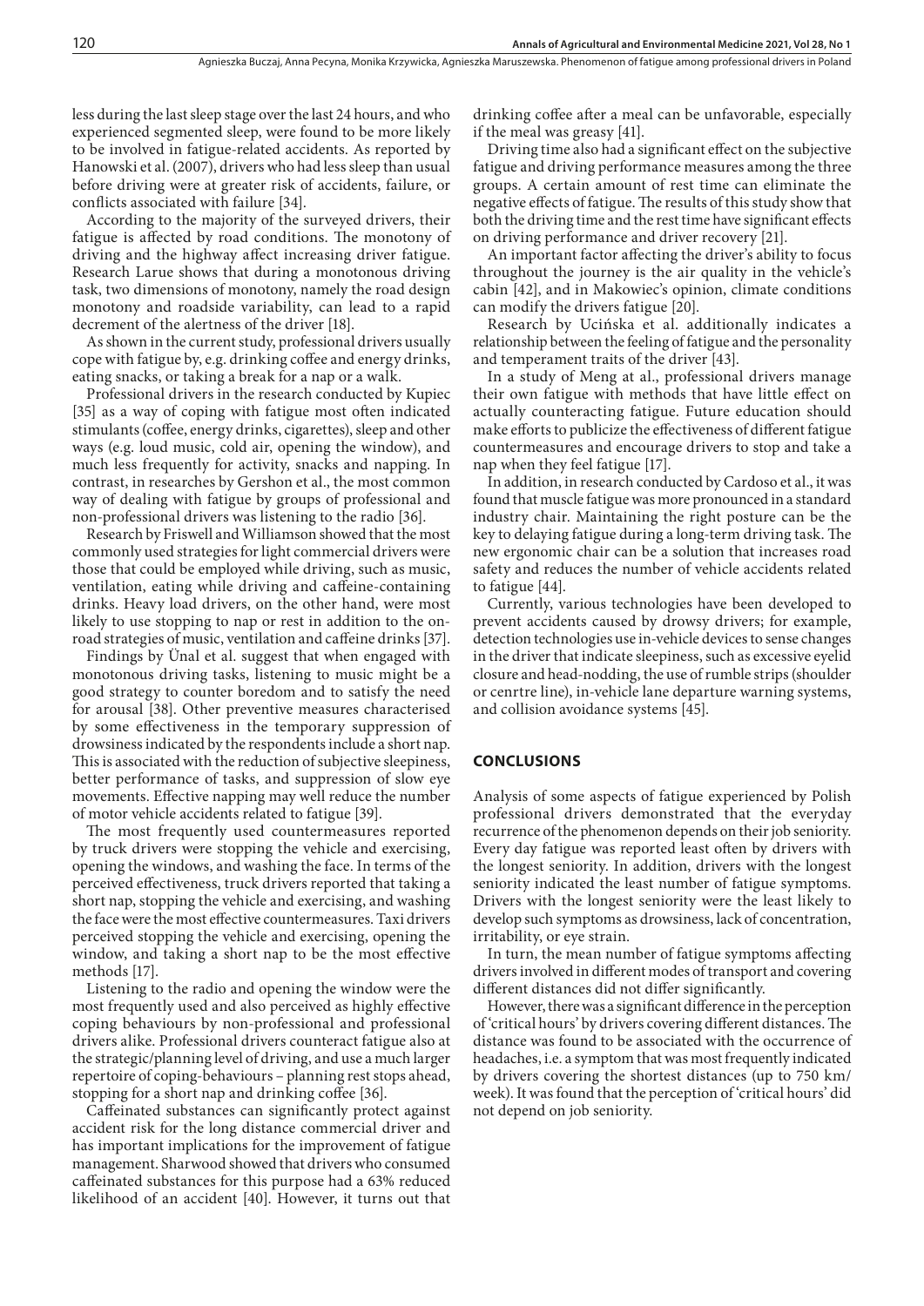less during the last sleep stage over the last 24 hours, and who experienced segmented sleep, were found to be more likely to be involved in fatigue-related accidents. As reported by Hanowski et al. (2007), drivers who had less sleep than usual before driving were at greater risk of accidents, failure, or conflicts associated with failure [34].

According to the majority of the surveyed drivers, their fatigue is affected by road conditions. The monotony of driving and the highway affect increasing driver fatigue. Research Larue shows that during a monotonous driving task, two dimensions of monotony, namely the road design monotony and roadside variability, can lead to a rapid decrement of the alertness of the driver [18].

As shown in the current study, professional drivers usually cope with fatigue by, e.g. drinking coffee and energy drinks, eating snacks, or taking a break for a nap or a walk.

Professional drivers in the research conducted by Kupiec [35] as a way of coping with fatigue most often indicated stimulants (coffee, energy drinks, cigarettes), sleep and other ways (e.g. loud music, cold air, opening the window), and much less frequently for activity, snacks and napping. In contrast, in researches by Gershon et al., the most common way of dealing with fatigue by groups of professional and non-professional drivers was listening to the radio [36].

Research by Friswell and Williamson showed that the most commonly used strategies for light commercial drivers were those that could be employed while driving, such as music, ventilation, eating while driving and caffeine-containing drinks. Heavy load drivers, on the other hand, were most likely to use stopping to nap or rest in addition to the on-road strategies of music, ventilation and caffeine drinks [37].

Findings by Ünal et al. suggest that when engaged with monotonous driving tasks, listening to music might be a good strategy to counter boredom and to satisfy the need for arousal [38]. Other preventive measures characterised by some effectiveness in the temporary suppression of drowsiness indicated by the respondents include a short nap. This is associated with the reduction of subjective sleepiness, better performance of tasks, and suppression of slow eye movements. Effective napping may well reduce the number of motor vehicle accidents related to fatigue [39].

The most frequently used countermeasures reported by truck drivers were stopping the vehicle and exercising, opening the windows, and washing the face. In terms of the perceived effectiveness, truck drivers reported that taking a short nap, stopping the vehicle and exercising, and washing the face were the most effective countermeasures. Taxi drivers perceived stopping the vehicle and exercising, opening the window, and taking a short nap to be the most effective methods [17].

Listening to the radio and opening the window were the most frequently used and also perceived as highly effective coping behaviours by non-professional and professional drivers alike. Professional drivers counteract fatigue also at the strategic/planning level of driving, and use a much larger repertoire of coping-behaviours – planning rest stops ahead, stopping for a short nap and drinking coffee [36].

Caffeinated substances can significantly protect against accident risk for the long distance commercial driver and has important implications for the improvement of fatigue management. Sharwood showed that drivers who consumed caffeinated substances for this purpose had a 63% reduced likelihood of an accident [40]. However, it turns out that drinking coffee after a meal can be unfavorable, especially if the meal was greasy [41].

Driving time also had a significant effect on the subjective fatigue and driving performance measures among the three groups. A certain amount of rest time can eliminate the negative effects of fatigue. The results of this study show that both the driving time and the rest time have significant effects on driving performance and driver recovery [21].

An important factor affecting the driver's ability to focus throughout the journey is the air quality in the vehicle's cabin [42], and in Makowiec's opinion, climate conditions can modify the drivers fatigue [20].

Research by Ucińska et al. additionally indicates a relationship between the feeling of fatigue and the personality and temperament traits of the driver [43].

In a study of Meng at al., professional drivers manage their own fatigue with methods that have little effect on actually counteracting fatigue. Future education should make efforts to publicize the effectiveness of different fatigue countermeasures and encourage drivers to stop and take a nap when they feel fatigue [17].

In addition, in research conducted by Cardoso et al., it was found that muscle fatigue was more pronounced in a standard industry chair. Maintaining the right posture can be the key to delaying fatigue during a long-term driving task. The new ergonomic chair can be a solution that increases road safety and reduces the number of vehicle accidents related to fatigue [44].

Currently, various technologies have been developed to prevent accidents caused by drowsy drivers; for example, detection technologies use in-vehicle devices to sense changes in the driver that indicate sleepiness, such as excessive eyelid closure and head-nodding, the use of rumble strips (shoulder or cenrtre line), in-vehicle lane departure warning systems, and collision avoidance systems [45].

## CONCLUSIONS

Analysis of some aspects of fatigue experienced by Polish professional drivers demonstrated that the everyday recurrence of the phenomenon depends on their job seniority. Every day fatigue was reported least often by drivers with the longest seniority. In addition, drivers with the longest seniority indicated the least number of fatigue symptoms. Drivers with the longest seniority were the least likely to develop such symptoms as drowsiness, lack of concentration, irritability, or eye strain.

In turn, the mean number of fatigue symptoms affecting drivers involved in different modes of transport and covering different distances did not differ significantly.

However, there was a significant difference in the perception of 'critical hours' by drivers covering different distances. The distance was found to be associated with the occurrence of headaches, i.e. a symptom that was most frequently indicated by drivers covering the shortest distances (up to 750 km/week). It was found that the perception of 'critical hours' did not depend on job seniority.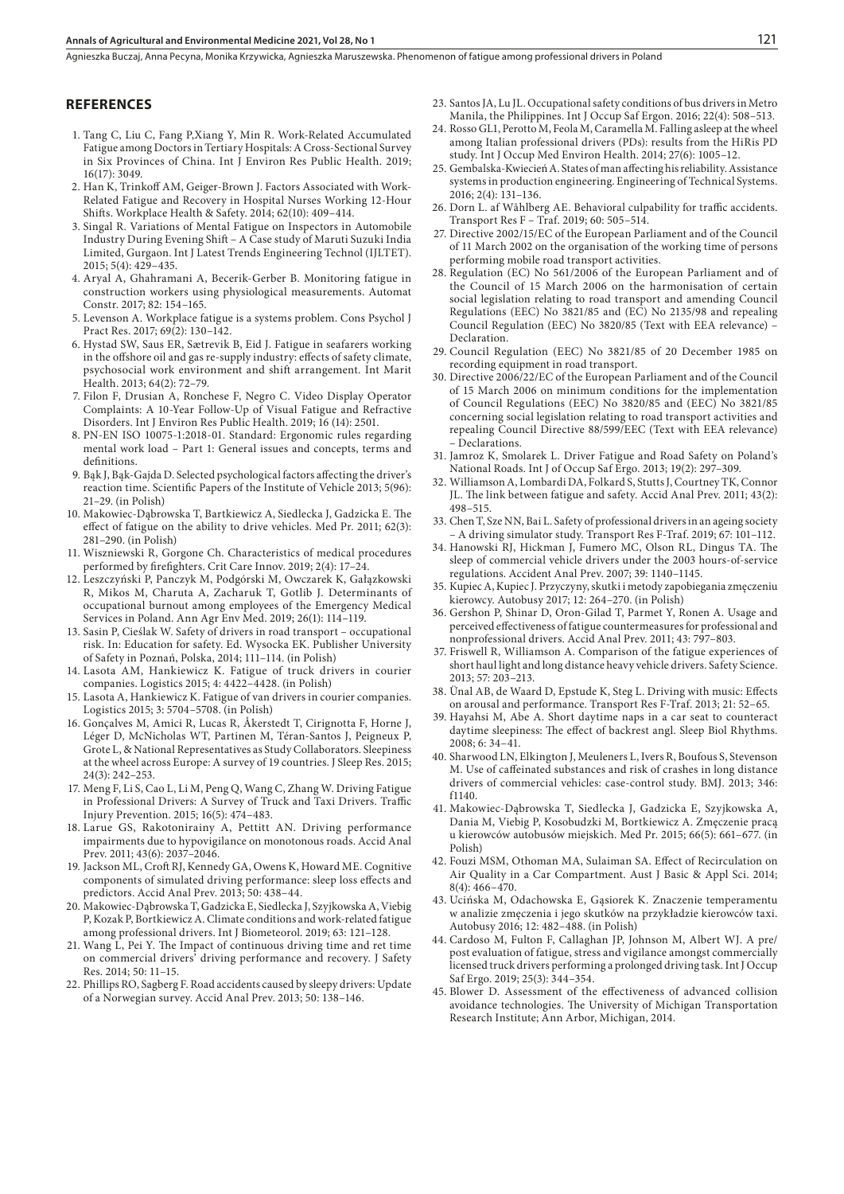## REFERENCES

1. Tang C, Liu C, Fang P,Xiang Y, Min R. Work-Related Accumulated Fatigue among Doctors in Tertiary Hospitals: A Cross-Sectional Survey in Six Provinces of China. Int J Environ Res Public Health. 2019; 16(17): 3049.
2. Han K, Trinkoff AM, Geiger-Brown J. Factors Associated with Work-Related Fatigue and Recovery in Hospital Nurses Working 12-Hour Shifts. Workplace Health & Safety. 2014; 62(10): 409–414.
3. Singal R. Variations of Mental Fatigue on Inspectors in Automobile Industry During Evening Shift – A Case study of Maruti Suzuki India Limited, Gurgaon. Int J Latest Trends Engineering Technol (IJLTET). 2015; 5(4): 429–435.
4. Aryal A, Ghahramani A, Becerik-Gerber B. Monitoring fatigue in construction workers using physiological measurements. Automat Constr. 2017; 82: 154–165.
5. Levenson A. Workplace fatigue is a systems problem. Cons Psychol J Pract Res. 2017; 69(2): 130–142.
6. Hystad SW, Saus ER, Sætrevik B, Eid J. Fatigue in seafarers working in the offshore oil and gas re-supply industry: effects of safety climate, psychosocial work environment and shift arrangement. Int Marit Health. 2013; 64(2): 72–79.
7. Filon F, Drusian A, Ronchese F, Negro C. Video Display Operator Complaints: A 10-Year Follow-Up of Visual Fatigue and Refractive Disorders. Int J Environ Res Public Health. 2019; 16 (14): 2501.
8. PN-EN ISO 10075-1:2018-01. Standard: Ergonomic rules regarding mental work load – Part 1: General issues and concepts, terms and definitions.
9. Bąk J, Bąk-Gajda D. Selected psychological factors affecting the driver's reaction time. Scientific Papers of the Institute of Vehicle 2013; 5(96): 21–29. (in Polish)
10. Makowiec-Dąbrowska T, Bartkiewicz A, Siedlecka J, Gadzicka E. The effect of fatigue on the ability to drive vehicles. Med Pr. 2011; 62(3): 281–290. (in Polish)
11. Wiszniewski R, Gorgone Ch. Characteristics of medical procedures performed by firefighters. Crit Care Innov. 2019; 2(4): 17–24.
12. Leszczyński P, Panczyk M, Podgórski M, Owczarek K, Gałązkowski R, Mikos M, Charuta A, Zacharuk T, Gotlib J. Determinants of occupational burnout among employees of the Emergency Medical Services in Poland. Ann Agr Env Med. 2019; 26(1): 114–119.
13. Sasin P, Cieślak W. Safety of drivers in road transport – occupational risk. In: Education for safety. Ed. Wysocka EK. Publisher University of Safety in Poznań, Polska, 2014; 111–114. (in Polish)
14. Lasota AM, Hankiewicz K. Fatigue of truck drivers in courier companies. Logistics 2015; 4: 4422–4428. (in Polish)
15. Lasota A, Hankiewicz K. Fatigue of van drivers in courier companies. Logistics 2015; 3: 5704–5708. (in Polish)
16. Gonçalves M, Amici R, Lucas R, Åkerstedt T, Cirignotta F, Horne J, Léger D, McNicholas WT, Partinen M, Téran-Santos J, Peigneux P, Grote L, & National Representatives as Study Collaborators. Sleepiness at the wheel across Europe: A survey of 19 countries. J Sleep Res. 2015; 24(3): 242–253.
17. Meng F, Li S, Cao L, Li M, Peng Q, Wang C, Zhang W. Driving Fatigue in Professional Drivers: A Survey of Truck and Taxi Drivers. Traffic Injury Prevention. 2015; 16(5): 474–483.
18. Larue GS, Rakotonirainy A, Pettitt AN. Driving performance impairments due to hypovigilance on monotonous roads. Accid Anal Prev. 2011; 43(6): 2037–2046.
19. Jackson ML, Croft RJ, Kennedy GA, Owens K, Howard ME. Cognitive components of simulated driving performance: sleep loss effects and predictors. Accid Anal Prev. 2013; 50: 438–44.
20. Makowiec-Dąbrowska T, Gadzicka E, Siedlecka J, Szyjkowska A, Viebig P, Kozak P, Bortkiewicz A. Climate conditions and work-related fatigue among professional drivers. Int J Biometeorol. 2019; 63: 121–128.
21. Wang L, Pei Y. The Impact of continuous driving time and ret time on commercial drivers' driving performance and recovery. J Safety Res. 2014; 50: 11–15.
22. Phillips RO, Sagberg F. Road accidents caused by sleepy drivers: Update of a Norwegian survey. Accid Anal Prev. 2013; 50: 138–146.
23. Santos JA, Lu JL. Occupational safety conditions of bus drivers in Metro Manila, the Philippines. Int J Occup Saf Ergon. 2016; 22(4): 508–513.
24. Rosso GL1, Perotto M, Feola M, Caramella M. Falling asleep at the wheel among Italian professional drivers (PDs): results from the HiRis PD study. Int J Occup Med Environ Health. 2014; 27(6): 1005–12.
25. Gembalska-Kwiecień A. States of man affecting his reliability. Assistance systems in production engineering. Engineering of Technical Systems. 2016; 2(4): 131–136.
26. Dorn L. af Wåhlberg AE. Behavioral culpability for traffic accidents. Transport Res F – Traf. 2019; 60: 505–514.
27. Directive 2002/15/EC of the European Parliament and of the Council of 11 March 2002 on the organisation of the working time of persons performing mobile road transport activities.
28. Regulation (EC) No 561/2006 of the European Parliament and of the Council of 15 March 2006 on the harmonisation of certain social legislation relating to road transport and amending Council Regulations (EEC) No 3821/85 and (EC) No 2135/98 and repealing Council Regulation (EEC) No 3820/85 (Text with EEA relevance) – Declaration.
29. Council Regulation (EEC) No 3821/85 of 20 December 1985 on recording equipment in road transport.
30. Directive 2006/22/EC of the European Parliament and of the Council of 15 March 2006 on minimum conditions for the implementation of Council Regulations (EEC) No 3820/85 and (EEC) No 3821/85 concerning social legislation relating to road transport activities and repealing Council Directive 88/599/EEC (Text with EEA relevance) – Declarations.
31. Jamroz K, Smolarek L. Driver Fatigue and Road Safety on Poland's National Roads. Int J of Occup Saf Ergo. 2013; 19(2): 297–309.
32. Williamson A, Lombardi DA, Folkard S, Stutts J, Courtney TK, Connor JL. The link between fatigue and safety. Accid Anal Prev. 2011; 43(2): 498–515.
33. Chen T, Sze NN, Bai L. Safety of professional drivers in an ageing society – A driving simulator study. Transport Res F-Traf. 2019; 67: 101–112.
34. Hanowski RJ, Hickman J, Fumero MC, Olson RL, Dingus TA. The sleep of commercial vehicle drivers under the 2003 hours-of-service regulations. Accident Anal Prev. 2007; 39: 1140–1145.
35. Kupiec A, Kupiec J. Przyczyny, skutki i metody zapobiegania zmęczeniu kierowcy. Autobusy 2017; 12: 264–270. (in Polish)
36. Gershon P, Shinar D, Oron-Gilad T, Parmet Y, Ronen A. Usage and perceived effectiveness of fatigue countermeasures for professional and nonprofessional drivers. Accid Anal Prev. 2011; 43: 797–803.
37. Friswell R, Williamson A. Comparison of the fatigue experiences of short haul light and long distance heavy vehicle drivers. Safety Science. 2013; 57: 203–213.
38. Ünal AB, de Waard D, Epstude K, Steg L. Driving with music: Effects on arousal and performance. Transport Res F-Traf. 2013; 21: 52–65.
39. Hayahsi M, Abe A. Short daytime naps in a car seat to counteract daytime sleepiness: The effect of backrest angl. Sleep Biol Rhythms. 2008; 6: 34–41.
40. Sharwood LN, Elkington J, Meuleners L, Ivers R, Boufous S, Stevenson M. Use of caffeinated substances and risk of crashes in long distance drivers of commercial vehicles: case-control study. BMJ. 2013; 346: f1140.
41. Makowiec-Dąbrowska T, Siedlecka J, Gadzicka E, Szyjkowska A, Dania M, Viebig P, Kosobudzki M, Bortkiewicz A. Zmęczenie pracą u kierowców autobusów miejskich. Med Pr. 2015; 66(5): 661–677. (in Polish)
42. Fouzi MSM, Othoman MA, Sulaiman SA. Effect of Recirculation on Air Quality in a Car Compartment. Aust J Basic & Appl Sci. 2014; 8(4): 466–470.
43. Ucińska M, Odachowska E, Gąsiorek K. Znaczenie temperamentu w analizie zmęczenia i jego skutków na przykładzie kierowców taxi. Autobusy 2016; 12: 482–488. (in Polish)
44. Cardoso M, Fulton F, Callaghan JP, Johnson M, Albert WJ. A pre/post evaluation of fatigue, stress and vigilance amongst commercially licensed truck drivers performing a prolonged driving task. Int J Occup Saf Ergo. 2019; 25(3): 344–354.
45. Blower D. Assessment of the effectiveness of advanced collision avoidance technologies. The University of Michigan Transportation Research Institute; Ann Arbor, Michigan, 2014.